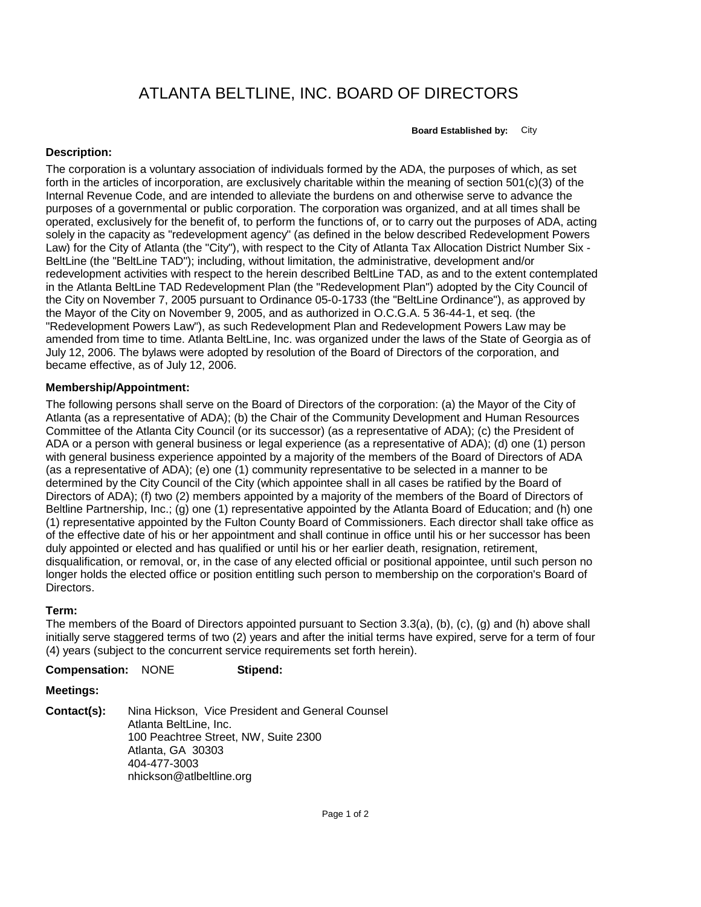# ATLANTA BELTLINE, INC. BOARD OF DIRECTORS

**Board Established by:** City

**Description:**

The corporation is a voluntary association of individuals formed by the ADA, the purposes of which, as set forth in the articles of incorporation, are exclusively charitable within the meaning of section 501(c)(3) of the Internal Revenue Code, and are intended to alleviate the burdens on and otherwise serve to advance the purposes of a governmental or public corporation. The corporation was organized, and at all times shall be operated, exclusively for the benefit of, to perform the functions of, or to carry out the purposes of ADA, acting solely in the capacity as "redevelopment agency" (as defined in the below described Redevelopment Powers Law) for the City of Atlanta (the "City"), with respect to the City of Atlanta Tax Allocation District Number Six - BeltLine (the "BeltLine TAD"); including, without limitation, the administrative, development and/or redevelopment activities with respect to the herein described BeltLine TAD, as and to the extent contemplated in the Atlanta BeltLine TAD Redevelopment Plan (the "Redevelopment Plan") adopted by the City Council of the City on November 7, 2005 pursuant to Ordinance 05-0-1733 (the "BeltLine Ordinance"), as approved by the Mayor of the City on November 9, 2005, and as authorized in O.C.G.A. 5 36-44-1, et seq. (the "Redevelopment Powers Law"), as such Redevelopment Plan and Redevelopment Powers Law may be amended from time to time. Atlanta BeltLine, Inc. was organized under the laws of the State of Georgia as of July 12, 2006. The bylaws were adopted by resolution of the Board of Directors of the corporation, and became effective, as of July 12, 2006.

**Membership/Appointment:**

The following persons shall serve on the Board of Directors of the corporation: (a) the Mayor of the City of Atlanta (as a representative of ADA); (b) the Chair of the Community Development and Human Resources Committee of the Atlanta City Council (or its successor) (as a representative of ADA); (c) the President of ADA or a person with general business or legal experience (as a representative of ADA); (d) one (1) person with general business experience appointed by a majority of the members of the Board of Directors of ADA (as a representative of ADA); (e) one (1) community representative to be selected in a manner to be determined by the City Council of the City (which appointee shall in all cases be ratified by the Board of Directors of ADA); (f) two (2) members appointed by a majority of the members of the Board of Directors of Beltline Partnership, Inc.; (g) one (1) representative appointed by the Atlanta Board of Education; and (h) one (1) representative appointed by the Fulton County Board of Commissioners. Each director shall take office as of the effective date of his or her appointment and shall continue in office until his or her successor has been duly appointed or elected and has qualified or until his or her earlier death, resignation, retirement, disqualification, or removal, or, in the case of any elected official or positional appointee, until such person no longer holds the elected office or position entitling such person to membership on the corporation's Board of Directors.

**Term:**

The members of the Board of Directors appointed pursuant to Section 3.3(a), (b), (c), (g) and (h) above shall initially serve staggered terms of two (2) years and after the initial terms have expired, serve for a term of four (4) years (subject to the concurrent service requirements set forth herein).

**Compensation:** NONE **Stipend:**

**Meetings:**

**Contact(s):** Nina Hickson, Vice President and General Counsel
Atlanta BeltLine, Inc.
100 Peachtree Street, NW, Suite 2300
Atlanta, GA 30303
404-477-3003
nhickson@atlbeltline.org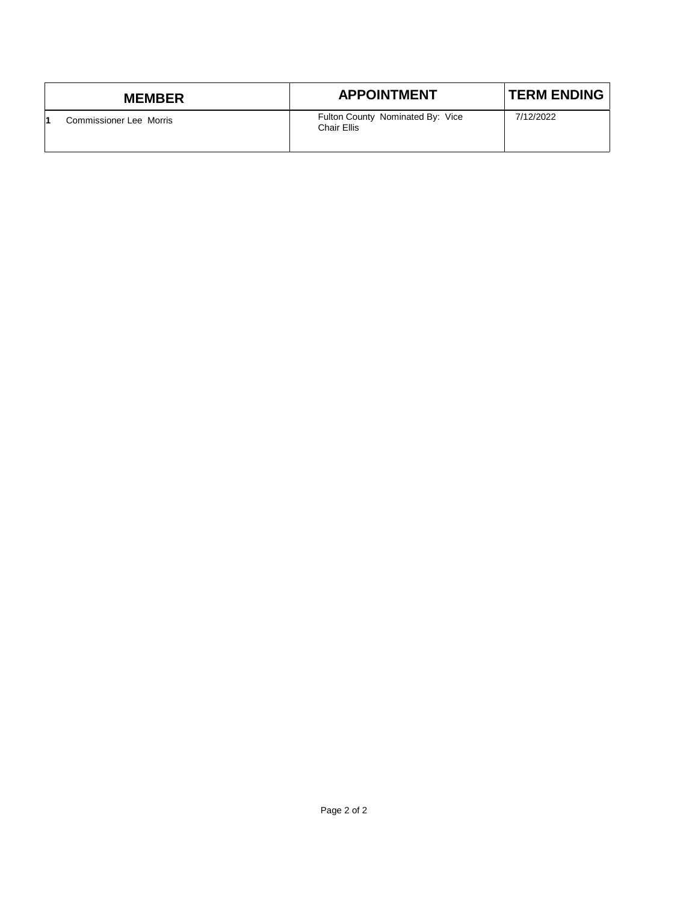| MEMBER | APPOINTMENT | TERM ENDING |
|---|---|---|
| 1 Commissioner Lee Morris | Fulton County Nominated By: Vice Chair Ellis | 7/12/2022 |